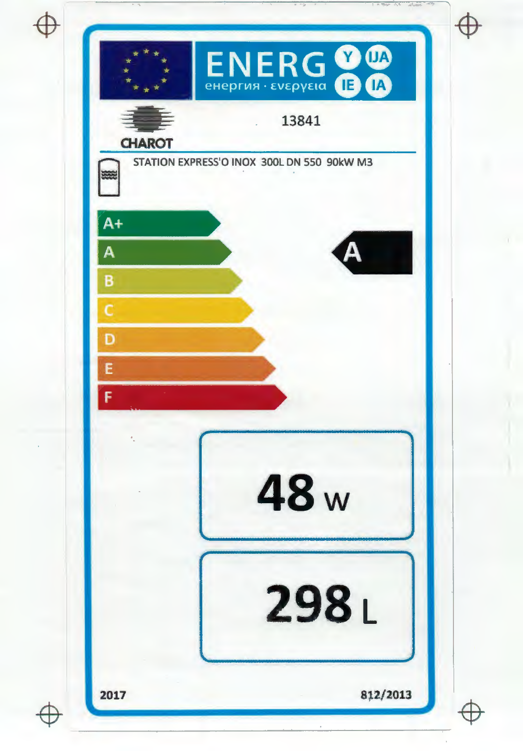ENERG Y IJA IE IA

енергия · ενεργεια

CHAROT

13841

STATION EXPRESS'O INOX 300L DN 550 90kW M3

A+
A
B
C
D
E
F

**A**

**48 W**

**298 L**

2017

812/2013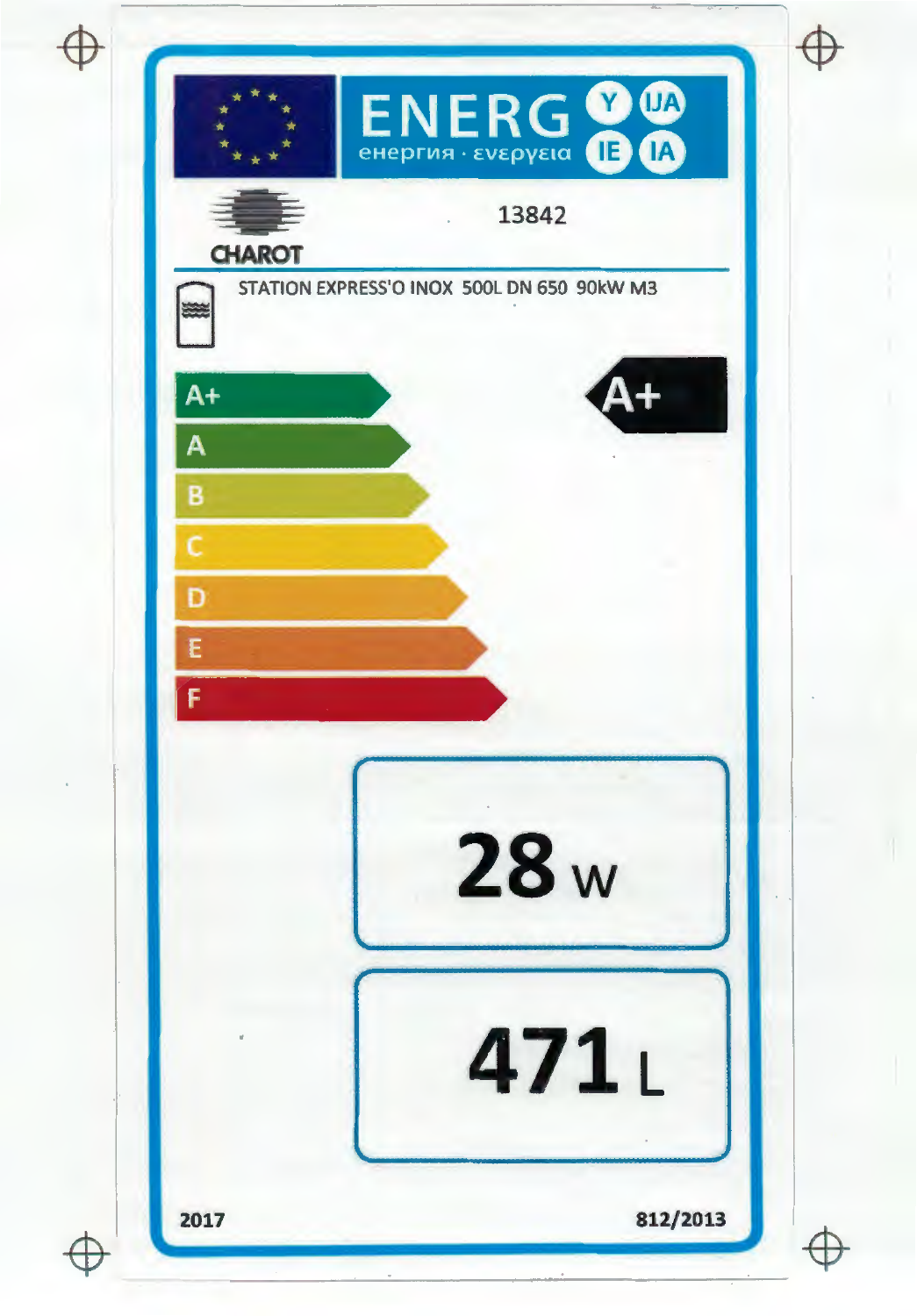ENERG Y IJA IE IA

енергия · ενεργεια

CHAROT

13842

STATION EXPRESS'O INOX 500L DN 650 90kW M3

A+
A
B
C
D
E
F

**A+**

**28 W**

**471 L**

2017

812/2013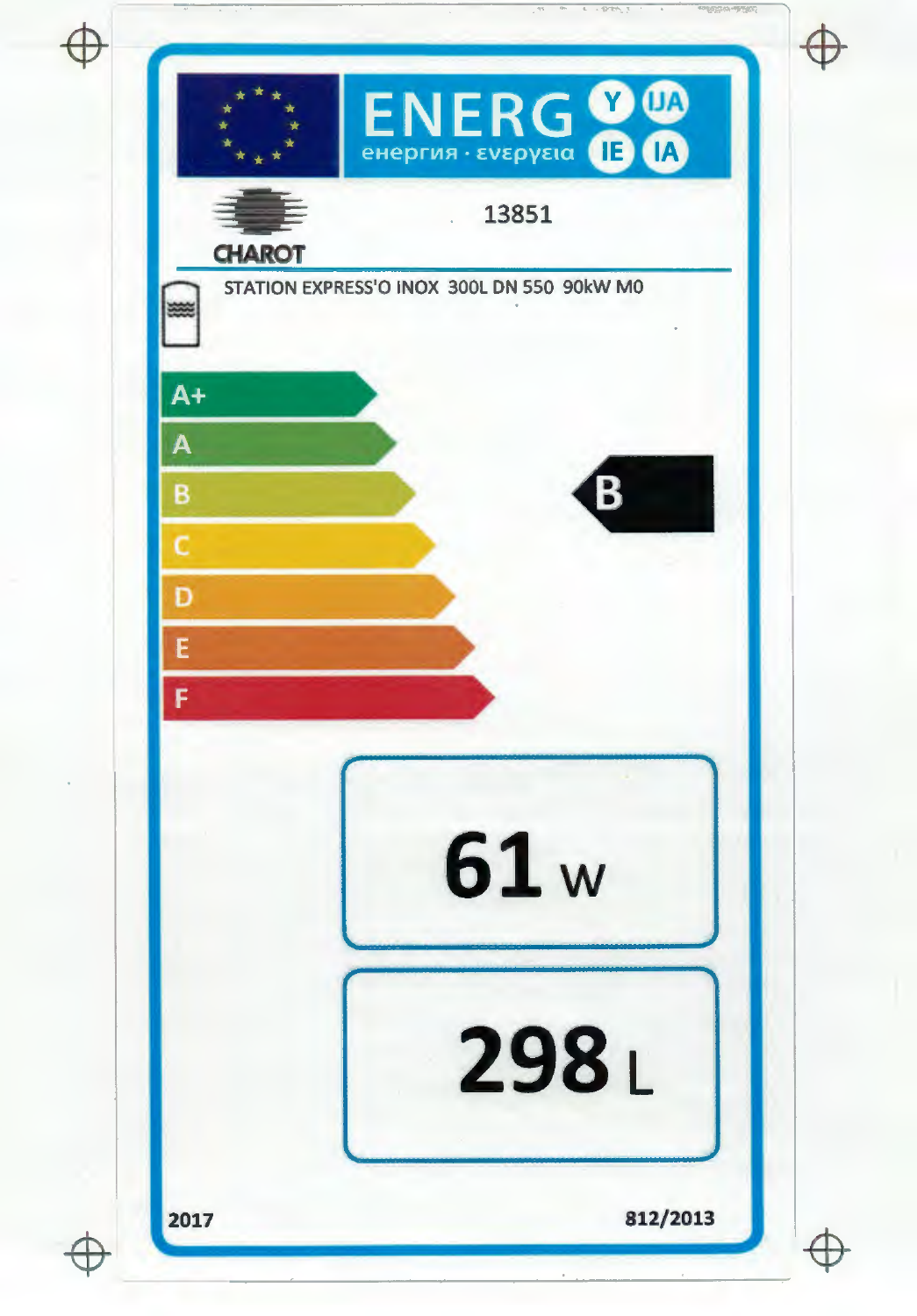ENERG Y IJA IE IA

енергия · ενεργεια

CHAROT

13851

STATION EXPRESS'O INOX 300L DN 550 90kW M0

A+

A

B

C

D

E

F

**B**

**61** W

**298** L

2017

812/2013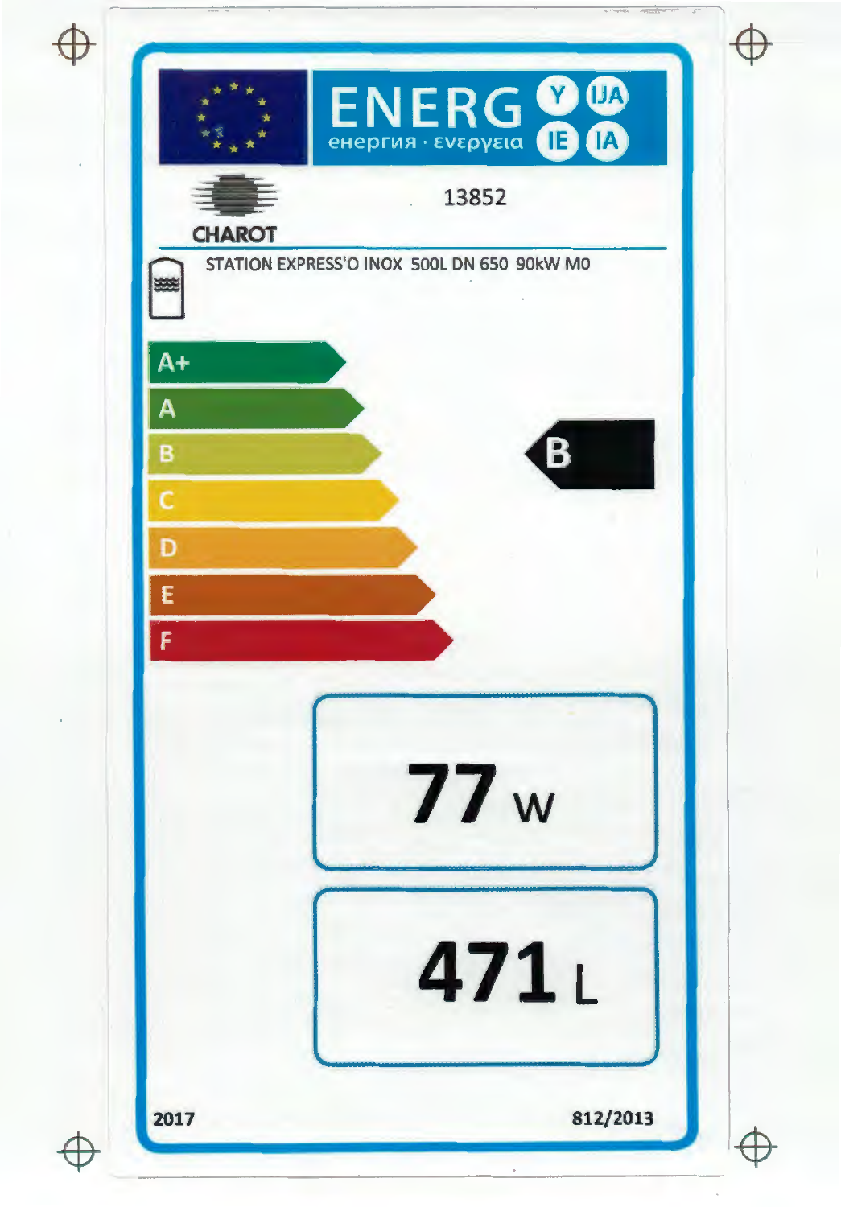ENERG Y IJA IE IA

енергия · ενεργεια

CHAROT

13852

STATION EXPRESS'O INOX 500L DN 650 90kW M0

A+

A

B

C

D

E

F

**B**

**77** W

**471** L

2017

812/2013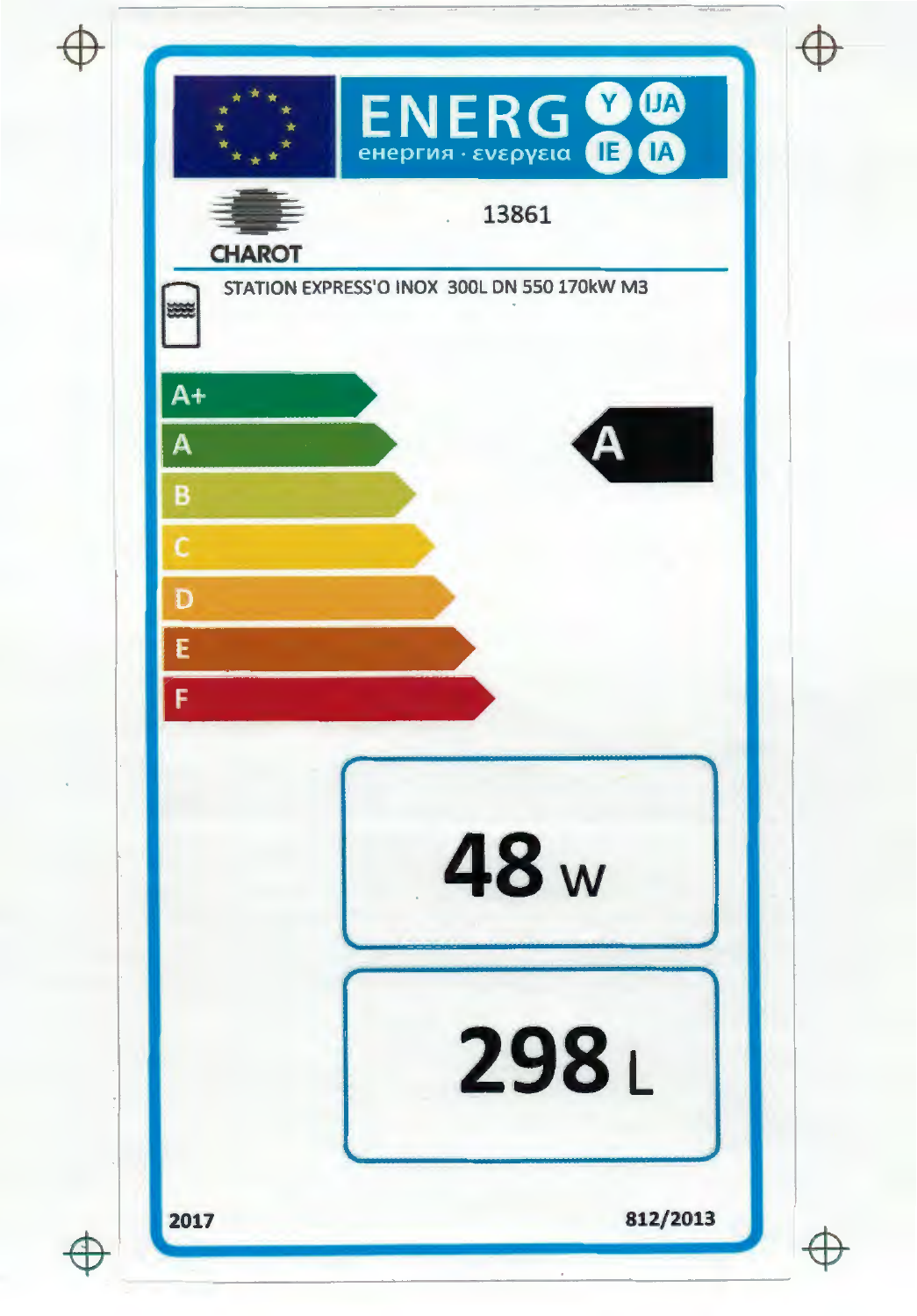ENERG Y IJA IE IA

енергия · ενεργεια

CHAROT

13861

STATION EXPRESS'O INOX 300L DN 550 170kW M3

A+

A

B

C

D

E

F

**A**

**48 W**

**298 L**

2017

812/2013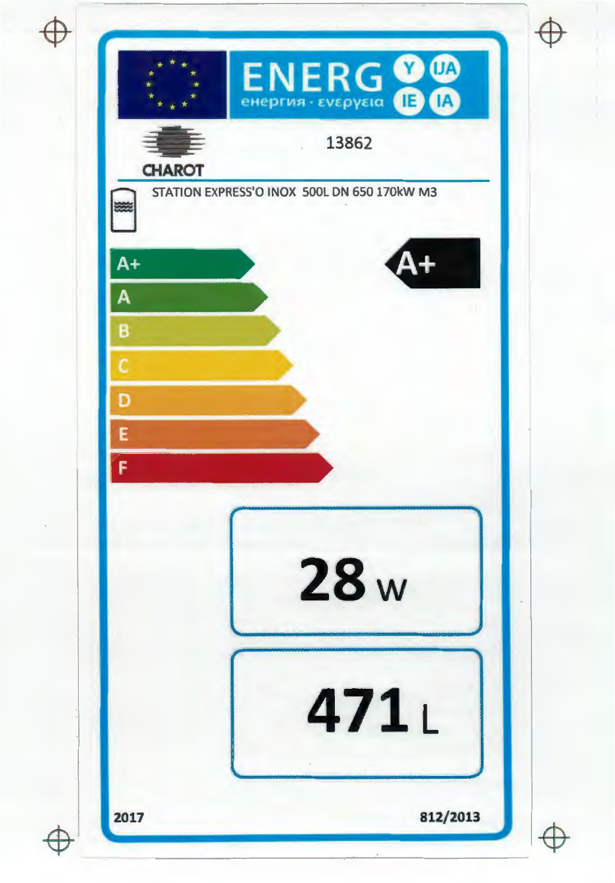ENERG Y IJA IE IA

енергия · ενεργεια

CHAROT

13862

STATION EXPRESS'O INOX 500L DN 650 170kW M3

A+

A

B

C

D

E

F

**A+**

**28 W**

**471 L**

**2017**

**812/2013**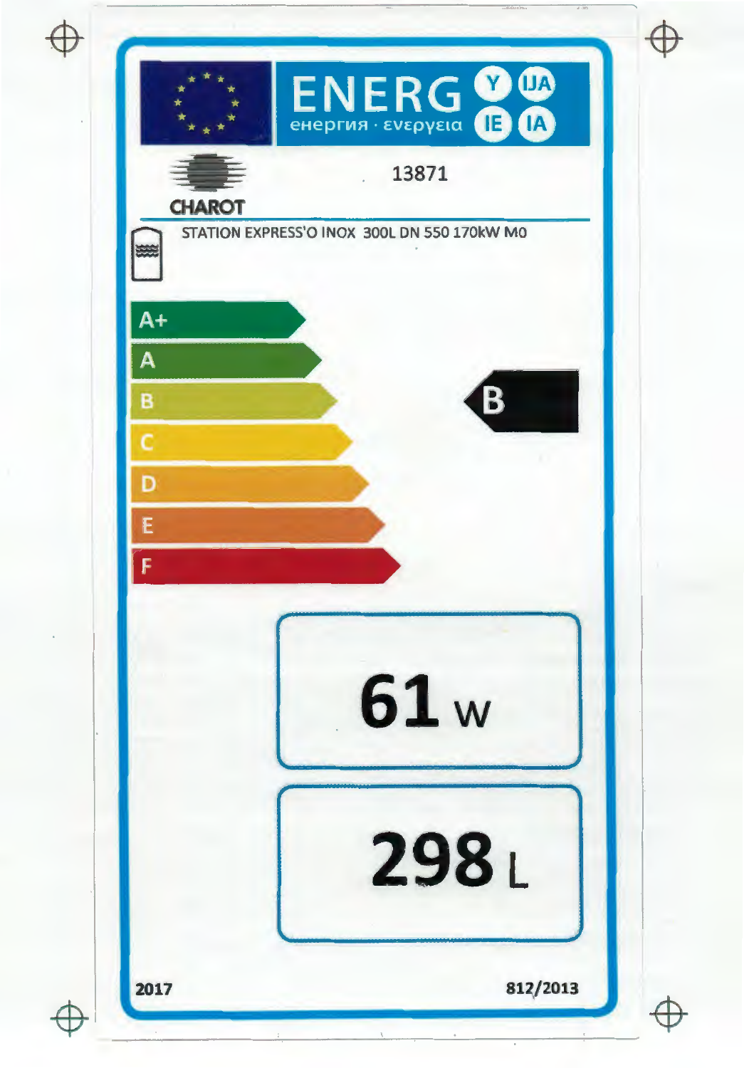ENERG Y IJA IE IA

енергия · ενεργεια

CHAROT

13871

STATION EXPRESS'O INOX 300L DN 550 170kW M0

A+

A

B

C

D

E

F

**B**

**61 W**

**298 L**

**2017**

**812/2013**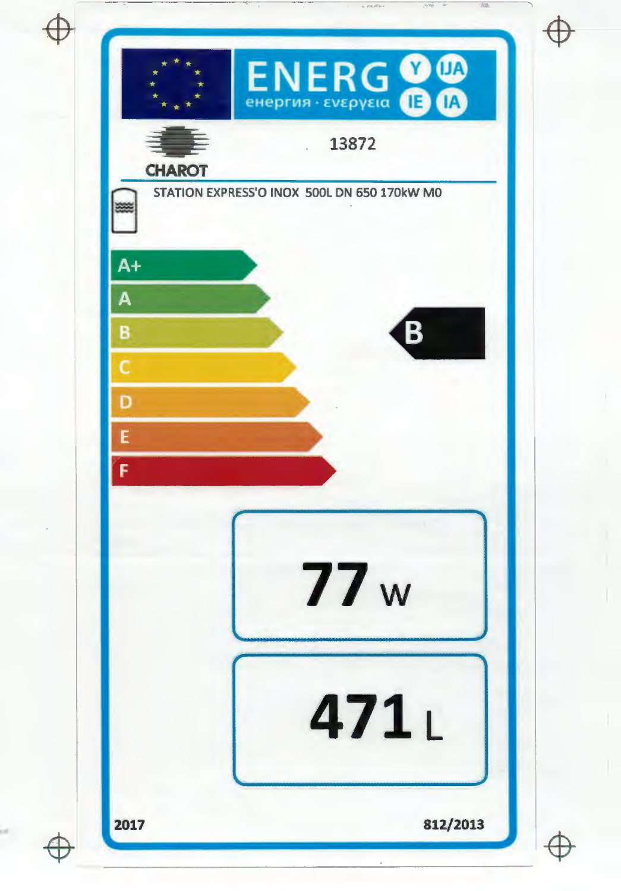ENERG Y IJA IE IA

енергия · ενεργεια

CHAROT

13872

STATION EXPRESS'O INOX 500L DN 650 170kW M0

A+

A

B

C

D

E

F

**B**

**77** W

**471** L

2017

812/2013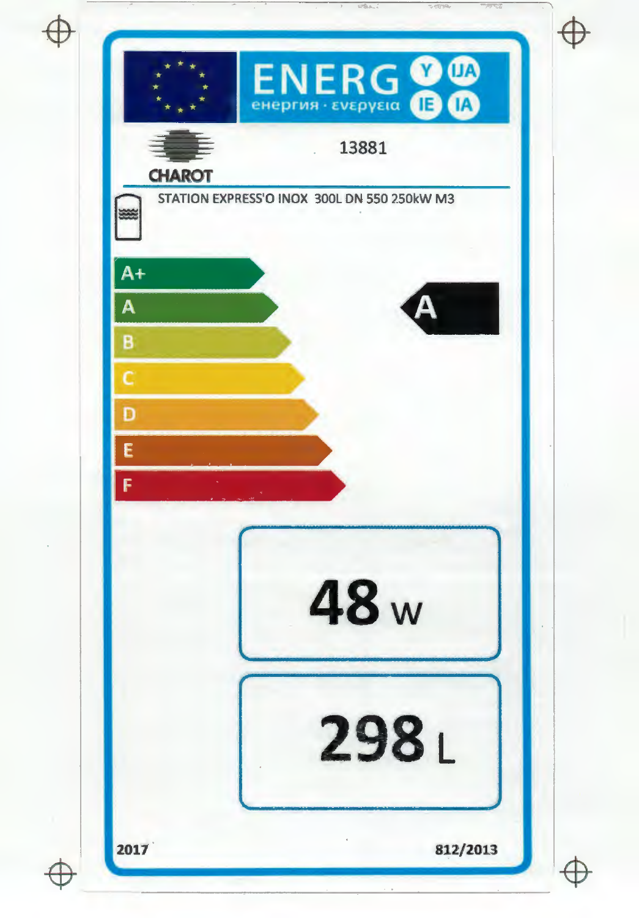ENERG Y IJA IE IA
енергия · ενεργεια

CHAROT

13881

STATION EXPRESS'O INOX 300L DN 550 250kW M3

A+
A
B
C
D
E
F

**A**

**48 W**

**298 L**

2017

812/2013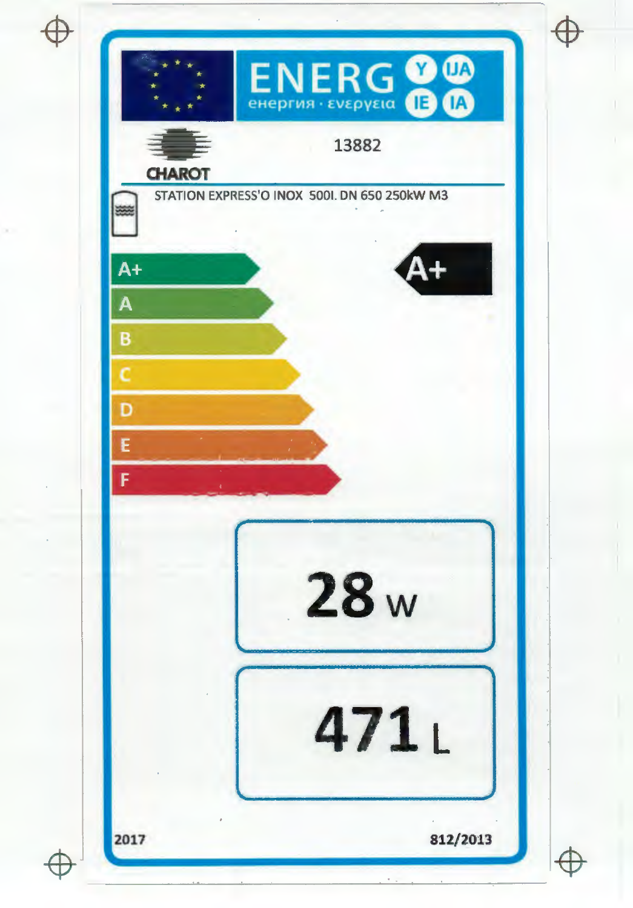ENERG Y IJA IE IA

енергия · ενεργεια

CHAROT

13882

STATION EXPRESS'O INOX 500l. DN 650 250kW M3

A+

A

B

C

D

E

F

**A+**

**28 W**

**471 L**

2017

812/2013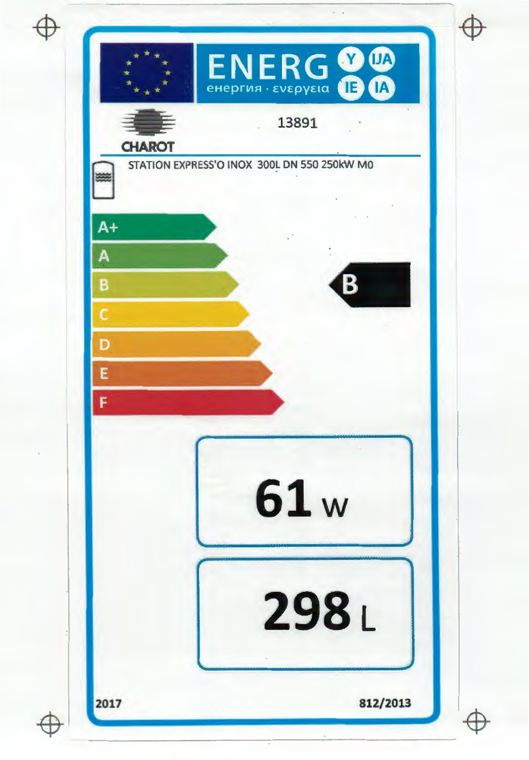ENERG Y IJA IE IA

енергия · ενεργεια

CHAROT

13891

STATION EXPRESS'O INOX 300L DN 550 250kW M0

- A+
- A
- B
- C
- D
- E
- F

**B**

**61** W

**298** L

2017

812/2013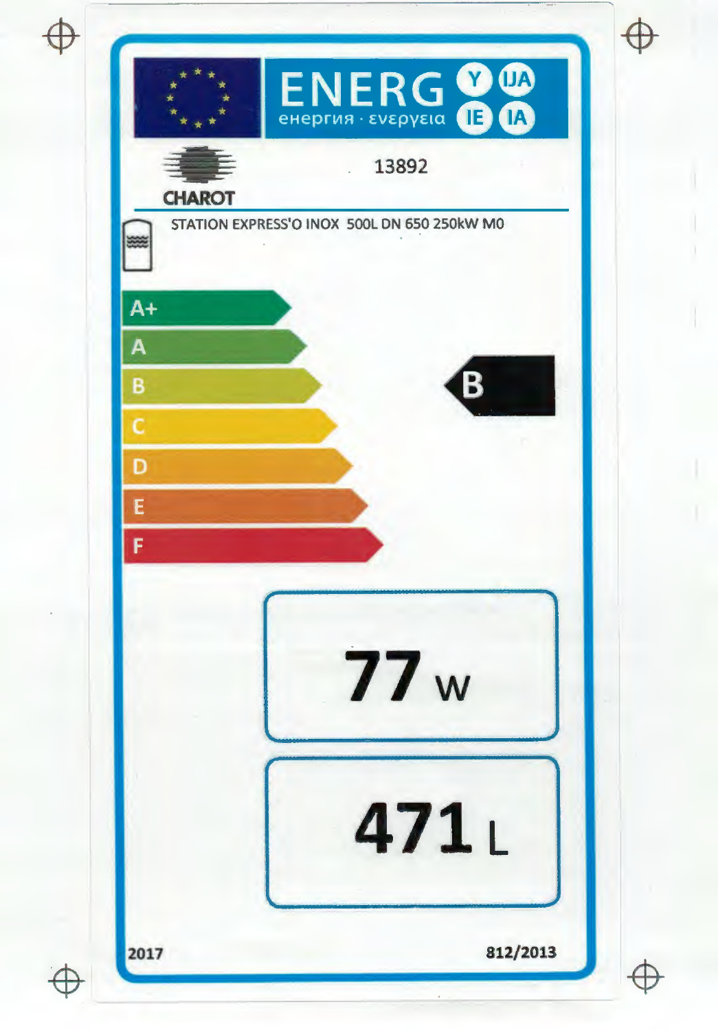ENERG Y IJA IE IA

енергия · ενεργεια

CHAROT

13892

STATION EXPRESS'O INOX 500L DN 650 250kW M0

A+

A

B

C

D

E

F

B

77 W

471 L

2017

812/2013